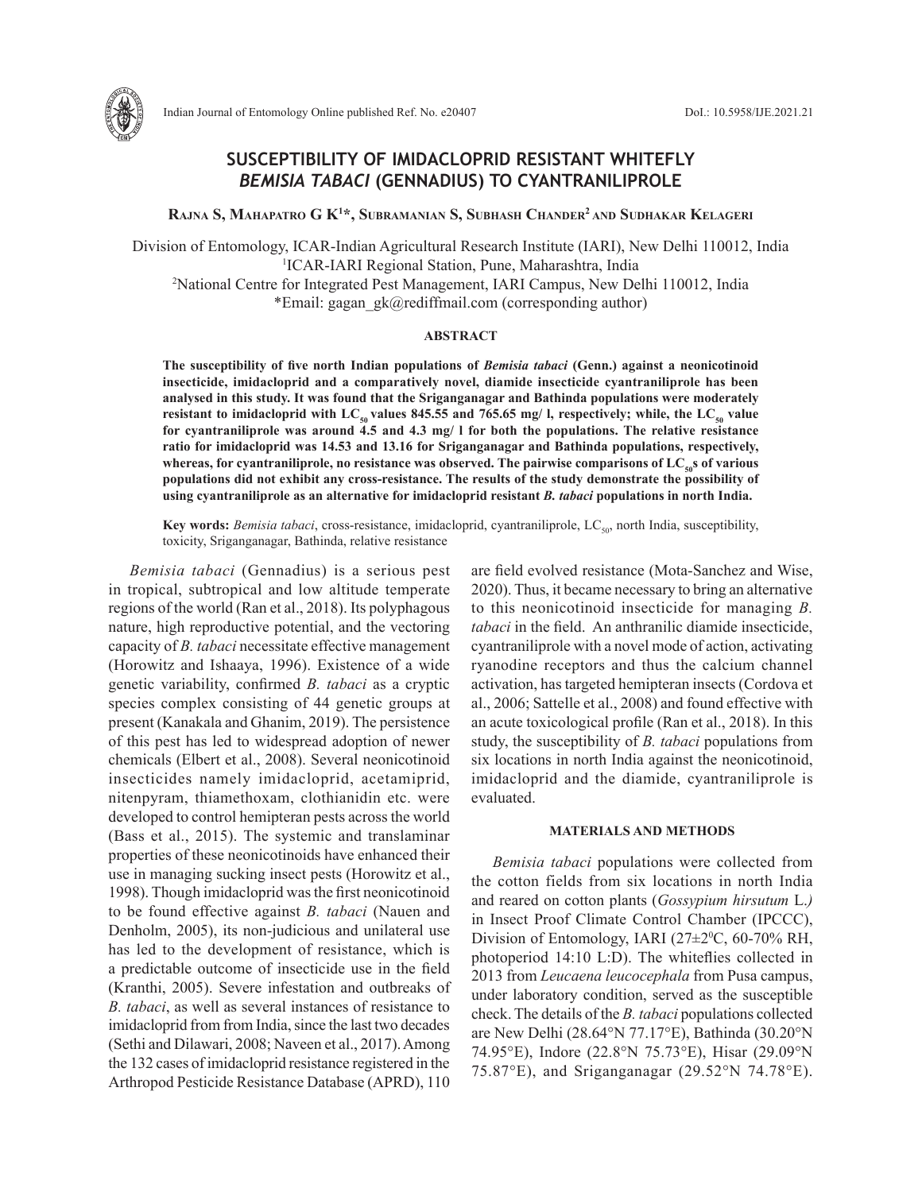# SUSCEPTIBILITY OF IMIDACLOPRID RESISTANT WHITEFLY *BEMISIA TABACI* (GENNADIUS) TO CYANTRANILIPROLE

**Rajna S, Mahapatro G K[1]*, Subramanian S, Subhash Chander[2] and Sudhakar Kelageri**

Division of Entomology, ICAR-Indian Agricultural Research Institute (IARI), New Delhi 110012, India
[1]ICAR-IARI Regional Station, Pune, Maharashtra, India
[2]National Centre for Integrated Pest Management, IARI Campus, New Delhi 110012, India
*Email: gagan_gk@rediffmail.com (corresponding author)

## ABSTRACT

**The susceptibility of five north Indian populations of *Bemisia tabaci* (Genn.) against a neonicotinoid insecticide, imidacloprid and a comparatively novel, diamide insecticide cyantraniliprole has been analysed in this study. It was found that the Sriganganagar and Bathinda populations were moderately resistant to imidacloprid with $LC_{50}$ values 845.55 and 765.65 mg/ l, respectively; while, the $LC_{50}$ value for cyantraniliprole was around 4.5 and 4.3 mg/ l for both the populations. The relative resistance ratio for imidacloprid was 14.53 and 13.16 for Sriganganagar and Bathinda populations, respectively, whereas, for cyantraniliprole, no resistance was observed. The pairwise comparisons of $LC_{50}$s of various populations did not exhibit any cross-resistance. The results of the study demonstrate the possibility of using cyantraniliprole as an alternative for imidacloprid resistant *B. tabaci* populations in north India.**

**Key words:** *Bemisia tabaci*, cross-resistance, imidacloprid, cyantraniliprole, $LC_{50}$, north India, susceptibility, toxicity, Sriganganagar, Bathinda, relative resistance

*Bemisia tabaci* (Gennadius) is a serious pest in tropical, subtropical and low altitude temperate regions of the world (Ran et al., 2018). Its polyphagous nature, high reproductive potential, and the vectoring capacity of *B. tabaci* necessitate effective management (Horowitz and Ishaaya, 1996). Existence of a wide genetic variability, confirmed *B. tabaci* as a cryptic species complex consisting of 44 genetic groups at present (Kanakala and Ghanim, 2019). The persistence of this pest has led to widespread adoption of newer chemicals (Elbert et al., 2008). Several neonicotinoid insecticides namely imidacloprid, acetamiprid, nitenpyram, thiamethoxam, clothianidin etc. were developed to control hemipteran pests across the world (Bass et al., 2015). The systemic and translaminar properties of these neonicotinoids have enhanced their use in managing sucking insect pests (Horowitz et al., 1998). Though imidacloprid was the first neonicotinoid to be found effective against *B. tabaci* (Nauen and Denholm, 2005), its non-judicious and unilateral use has led to the development of resistance, which is a predictable outcome of insecticide use in the field (Kranthi, 2005). Severe infestation and outbreaks of *B. tabaci*, as well as several instances of resistance to imidacloprid from from India, since the last two decades (Sethi and Dilawari, 2008; Naveen et al., 2017). Among the 132 cases of imidacloprid resistance registered in the Arthropod Pesticide Resistance Database (APRD), 110 are field evolved resistance (Mota-Sanchez and Wise, 2020). Thus, it became necessary to bring an alternative to this neonicotinoid insecticide for managing *B. tabaci* in the field. An anthranilic diamide insecticide, cyantraniliprole with a novel mode of action, activating ryanodine receptors and thus the calcium channel activation, has targeted hemipteran insects (Cordova et al., 2006; Sattelle et al., 2008) and found effective with an acute toxicological profile (Ran et al., 2018). In this study, the susceptibility of *B. tabaci* populations from six locations in north India against the neonicotinoid, imidacloprid and the diamide, cyantraniliprole is evaluated.

## MATERIALS AND METHODS

*Bemisia tabaci* populations were collected from the cotton fields from six locations in north India and reared on cotton plants (*Gossypium hirsutum* L.*)* in Insect Proof Climate Control Chamber (IPCCC), Division of Entomology, IARI (27±2°C, 60-70% RH, photoperiod 14:10 L:D). The whiteflies collected in 2013 from *Leucaena leucocephala* from Pusa campus, under laboratory condition, served as the susceptible check. The details of the *B. tabaci* populations collected are New Delhi (28.64°N 77.17°E), Bathinda (30.20°N 74.95°E), Indore (22.8°N 75.73°E), Hisar (29.09°N 75.87°E), and Sriganganagar (29.52°N 74.78°E).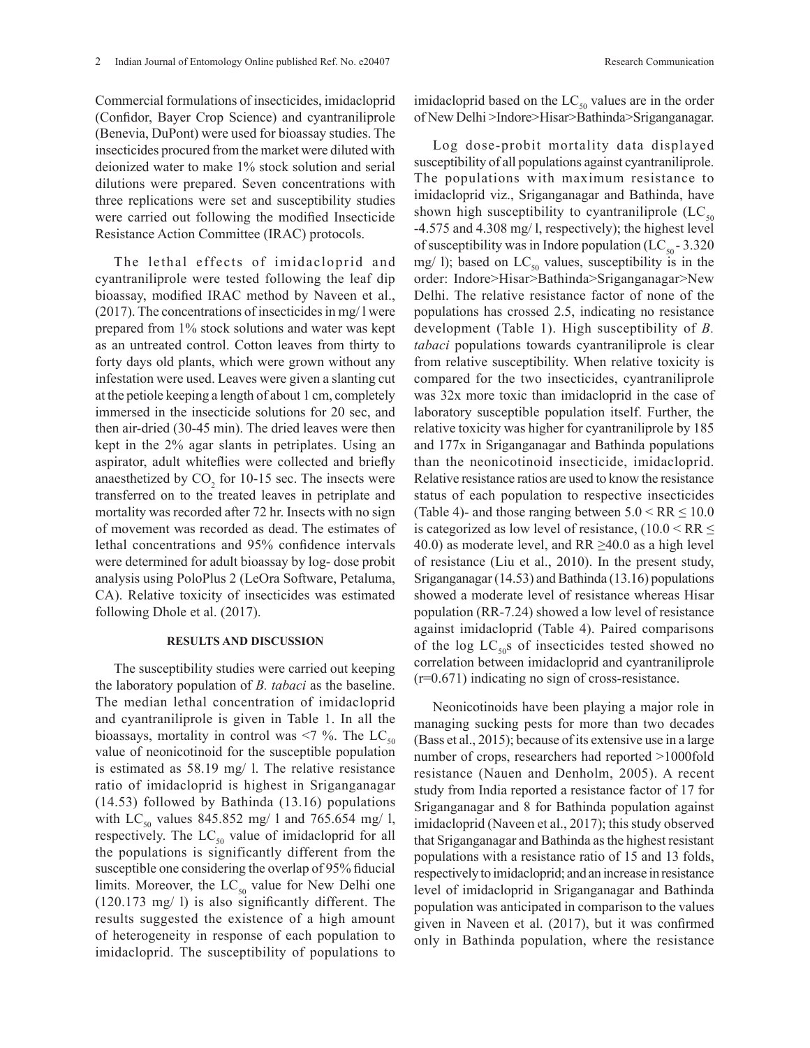Commercial formulations of insecticides, imidacloprid (Confidor, Bayer Crop Science) and cyantraniliprole (Benevia, DuPont) were used for bioassay studies. The insecticides procured from the market were diluted with deionized water to make 1% stock solution and serial dilutions were prepared. Seven concentrations with three replications were set and susceptibility studies were carried out following the modified Insecticide Resistance Action Committee (IRAC) protocols.

The lethal effects of imidacloprid and cyantraniliprole were tested following the leaf dip bioassay, modified IRAC method by Naveen et al., (2017). The concentrations of insecticides in mg/ l were prepared from 1% stock solutions and water was kept as an untreated control. Cotton leaves from thirty to forty days old plants, which were grown without any infestation were used. Leaves were given a slanting cut at the petiole keeping a length of about 1 cm, completely immersed in the insecticide solutions for 20 sec, and then air-dried (30-45 min). The dried leaves were then kept in the 2% agar slants in petriplates. Using an aspirator, adult whiteflies were collected and briefly anaesthetized by $CO_2$ for 10-15 sec. The insects were transferred on to the treated leaves in petriplate and mortality was recorded after 72 hr. Insects with no sign of movement was recorded as dead. The estimates of lethal concentrations and 95% confidence intervals were determined for adult bioassay by log- dose probit analysis using PoloPlus 2 (LeOra Software, Petaluma, CA). Relative toxicity of insecticides was estimated following Dhole et al. (2017).

## RESULTS AND DISCUSSION

The susceptibility studies were carried out keeping the laboratory population of *B. tabaci* as the baseline. The median lethal concentration of imidacloprid and cyantraniliprole is given in Table 1. In all the bioassays, mortality in control was <7 %. The $LC_{50}$ value of neonicotinoid for the susceptible population is estimated as 58.19 mg/ l. The relative resistance ratio of imidacloprid is highest in Sriganganagar (14.53) followed by Bathinda (13.16) populations with $LC_{50}$ values 845.852 mg/ l and 765.654 mg/ l, respectively. The $LC_{50}$ value of imidacloprid for all the populations is significantly different from the susceptible one considering the overlap of 95% fiducial limits. Moreover, the $LC_{50}$ value for New Delhi one (120.173 mg/ l) is also significantly different. The results suggested the existence of a high amount of heterogeneity in response of each population to imidacloprid. The susceptibility of populations to imidacloprid based on the $LC_{50}$ values are in the order of New Delhi >Indore>Hisar>Bathinda>Sriganganagar.

Log dose-probit mortality data displayed susceptibility of all populations against cyantraniliprole. The populations with maximum resistance to imidacloprid viz., Sriganganagar and Bathinda, have shown high susceptibility to cyantraniliprole ($LC_{50}$ -4.575 and 4.308 mg/ l, respectively); the highest level of susceptibility was in Indore population ($LC_{50}$ - 3.320 mg/ l); based on $LC_{50}$ values, susceptibility is in the order: Indore>Hisar>Bathinda>Sriganganagar>New Delhi. The relative resistance factor of none of the populations has crossed 2.5, indicating no resistance development (Table 1). High susceptibility of *B. tabaci* populations towards cyantraniliprole is clear from relative susceptibility. When relative toxicity is compared for the two insecticides, cyantraniliprole was 32x more toxic than imidacloprid in the case of laboratory susceptible population itself. Further, the relative toxicity was higher for cyantraniliprole by 185 and 177x in Sriganganagar and Bathinda populations than the neonicotinoid insecticide, imidacloprid. Relative resistance ratios are used to know the resistance status of each population to respective insecticides (Table 4)- and those ranging between $5.0 < RR \leq 10.0$ is categorized as low level of resistance, ($10.0 < RR \leq 40.0$) as moderate level, and $RR \geq 40.0$ as a high level of resistance (Liu et al., 2010). In the present study, Sriganganagar (14.53) and Bathinda (13.16) populations showed a moderate level of resistance whereas Hisar population (RR-7.24) showed a low level of resistance against imidacloprid (Table 4). Paired comparisons of the log $LC_{50}$s of insecticides tested showed no correlation between imidacloprid and cyantraniliprole (r=0.671) indicating no sign of cross-resistance.

Neonicotinoids have been playing a major role in managing sucking pests for more than two decades (Bass et al., 2015); because of its extensive use in a large number of crops, researchers had reported >1000fold resistance (Nauen and Denholm, 2005). A recent study from India reported a resistance factor of 17 for Sriganganagar and 8 for Bathinda population against imidacloprid (Naveen et al., 2017); this study observed that Sriganganagar and Bathinda as the highest resistant populations with a resistance ratio of 15 and 13 folds, respectively to imidacloprid; and an increase in resistance level of imidacloprid in Sriganganagar and Bathinda population was anticipated in comparison to the values given in Naveen et al. (2017), but it was confirmed only in Bathinda population, where the resistance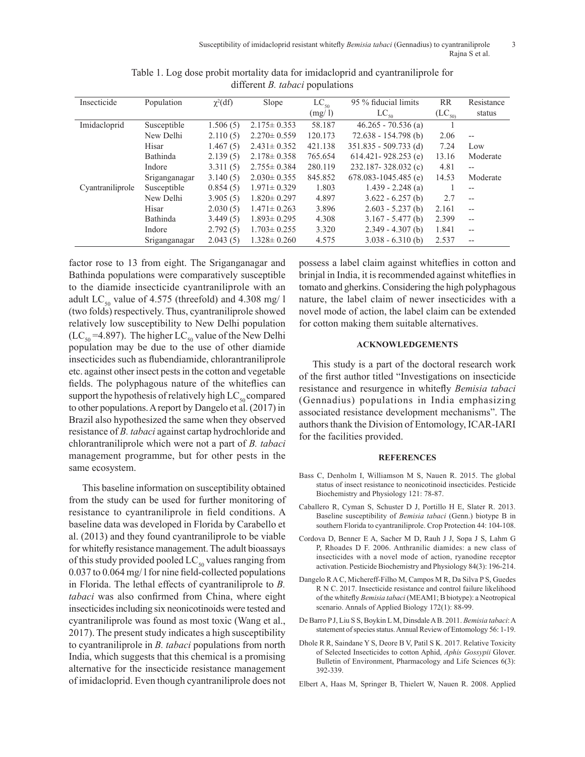Table 1. Log dose probit mortality data for imidacloprid and cyantraniliprole for different *B. tabaci* populations

| Insecticide | Population | $\chi^2$(df) | Slope | $LC_{50}$ (mg/ l) | 95 % fiducial limits $LC_{50}$ | RR ($LC_{50}$) | Resistance status |
|---|---|---|---|---|---|---|---|
| Imidacloprid | Susceptible | 1.506 (5) | 2.175± 0.353 | 58.187 | 46.265 - 70.536 (a) | 1 | |
| | New Delhi | 2.110 (5) | 2.270± 0.559 | 120.173 | 72.638 - 154.798 (b) | 2.06 | -- |
| | Hisar | 1.467 (5) | 2.431± 0.352 | 421.138 | 351.835 - 509.733 (d) | 7.24 | Low |
| | Bathinda | 2.139 (5) | 2.178± 0.358 | 765.654 | 614.421- 928.253 (e) | 13.16 | Moderate |
| | Indore | 3.311 (5) | 2.755± 0.384 | 280.119 | 232.187- 328.032 (c) | 4.81 | -- |
| | Sriganganagar | 3.140 (5) | 2.030± 0.355 | 845.852 | 678.083-1045.485 (e) | 14.53 | Moderate |
| Cyantraniliprole | Susceptible | 0.854 (5) | 1.971± 0.329 | 1.803 | 1.439 - 2.248 (a) | 1 | -- |
| | New Delhi | 3.905 (5) | 1.820± 0.297 | 4.897 | 3.622 - 6.257 (b) | 2.7 | -- |
| | Hisar | 2.030 (5) | 1.471± 0.263 | 3.896 | 2.603 - 5.237 (b) | 2.161 | -- |
| | Bathinda | 3.449 (5) | 1.893± 0.295 | 4.308 | 3.167 - 5.477 (b) | 2.399 | -- |
| | Indore | 2.792 (5) | 1.703± 0.255 | 3.320 | 2.349 - 4.307 (b) | 1.841 | -- |
| | Sriganganagar | 2.043 (5) | 1.328± 0.260 | 4.575 | 3.038 - 6.310 (b) | 2.537 | -- |

factor rose to 13 from eight. The Sriganganagar and Bathinda populations were comparatively susceptible to the diamide insecticide cyantraniliprole with an adult $LC_{50}$ value of 4.575 (threefold) and 4.308 mg/ l (two folds) respectively. Thus, cyantraniliprole showed relatively low susceptibility to New Delhi population ($LC_{50}$ =4.897). The higher $LC_{50}$ value of the New Delhi population may be due to the use of other diamide insecticides such as flubendiamide, chlorantraniliprole etc. against other insect pests in the cotton and vegetable fields. The polyphagous nature of the whiteflies can support the hypothesis of relatively high $LC_{50}$ compared to other populations. A report by Dangelo et al. (2017) in Brazil also hypothesized the same when they observed resistance of *B. tabaci* against cartap hydrochloride and chlorantraniliprole which were not a part of *B. tabaci* management programme, but for other pests in the same ecosystem.

This baseline information on susceptibility obtained from the study can be used for further monitoring of resistance to cyantraniliprole in field conditions. A baseline data was developed in Florida by Carabello et al. (2013) and they found cyantraniliprole to be viable for whitefly resistance management. The adult bioassays of this study provided pooled $LC_{50}$ values ranging from 0.037 to 0.064 mg/ l for nine field-collected populations in Florida. The lethal effects of cyantraniliprole to *B. tabaci* was also confirmed from China, where eight insecticides including six neonicotinoids were tested and cyantraniliprole was found as most toxic (Wang et al., 2017). The present study indicates a high susceptibility to cyantraniliprole in *B. tabaci* populations from north India, which suggests that this chemical is a promising alternative for the insecticide resistance management of imidacloprid. Even though cyantraniliprole does not possess a label claim against whiteflies in cotton and brinjal in India, it is recommended against whiteflies in tomato and gherkins. Considering the high polyphagous nature, the label claim of newer insecticides with a novel mode of action, the label claim can be extended for cotton making them suitable alternatives.

## ACKNOWLEDGEMENTS

This study is a part of the doctoral research work of the first author titled "Investigations on insecticide resistance and resurgence in whitefly *Bemisia tabaci* (Gennadius) populations in India emphasizing associated resistance development mechanisms". The authors thank the Division of Entomology, ICAR-IARI for the facilities provided.

## REFERENCES

Bass C, Denholm I, Williamson M S, Nauen R. 2015. The global status of insect resistance to neonicotinoid insecticides. Pesticide Biochemistry and Physiology 121: 78-87.

Caballero R, Cyman S, Schuster D J, Portillo H E, Slater R. 2013. Baseline susceptibility of *Bemisia tabaci* (Genn.) biotype B in southern Florida to cyantraniliprole. Crop Protection 44: 104-108.

Cordova D, Benner E A, Sacher M D, Rauh J J, Sopa J S, Lahm G P, Rhoades D F. 2006. Anthranilic diamides: a new class of insecticides with a novel mode of action, ryanodine receptor activation. Pesticide Biochemistry and Physiology 84(3): 196-214.

Dangelo R A C, Michereff-Filho M, Campos M R, Da Silva P S, Guedes R N C. 2017. Insecticide resistance and control failure likelihood of the whitefly *Bemisia tabaci* (MEAM1; B biotype): a Neotropical scenario. Annals of Applied Biology 172(1): 88-99.

De Barro P J, Liu S S, Boykin L M, Dinsdale A B. 2011. *Bemisia tabaci*: A statement of species status. Annual Review of Entomology 56: 1-19.

Dhole R R, Saindane Y S, Deore B V, Patil S K. 2017. Relative Toxicity of Selected Insecticides to cotton Aphid, *Aphis Gossypii* Glover. Bulletin of Environment, Pharmacology and Life Sciences 6(3): 392-339.

Elbert A, Haas M, Springer B, Thielert W, Nauen R. 2008. Applied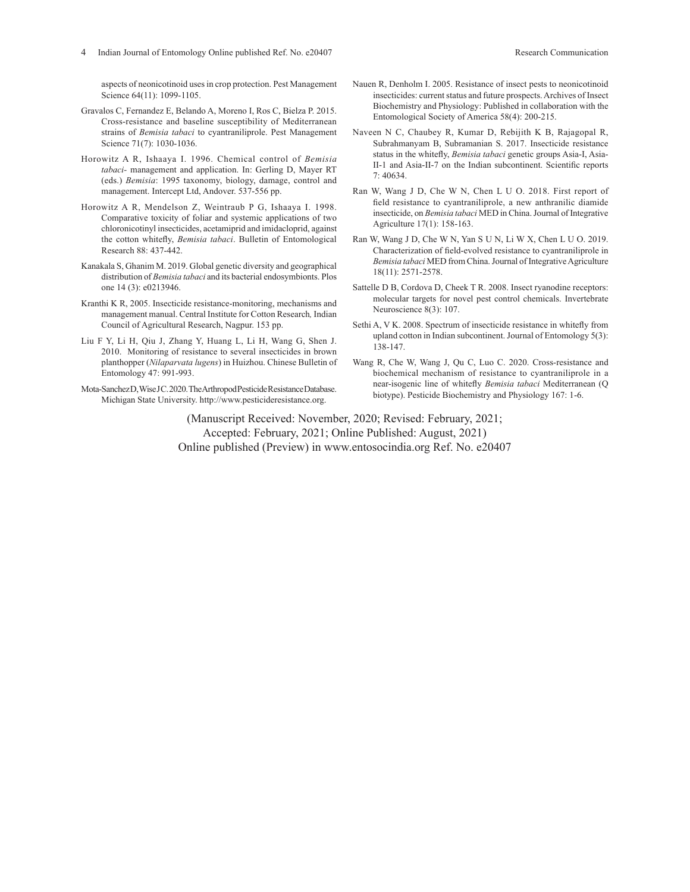aspects of neonicotinoid uses in crop protection. Pest Management Science 64(11): 1099-1105.

Gravalos C, Fernandez E, Belando A, Moreno I, Ros C, Bielza P. 2015. Cross-resistance and baseline susceptibility of Mediterranean strains of *Bemisia tabaci* to cyantraniliprole. Pest Management Science 71(7): 1030-1036.

Horowitz A R, Ishaaya I. 1996. Chemical control of *Bemisia tabaci*- management and application. In: Gerling D, Mayer RT (eds.) *Bemisia*: 1995 taxonomy, biology, damage, control and management. Intercept Ltd, Andover. 537-556 pp.

Horowitz A R, Mendelson Z, Weintraub P G, Ishaaya I. 1998. Comparative toxicity of foliar and systemic applications of two chloronicotinyl insecticides, acetamiprid and imidacloprid, against the cotton whitefly, *Bemisia tabaci*. Bulletin of Entomological Research 88: 437-442.

Kanakala S, Ghanim M. 2019. Global genetic diversity and geographical distribution of *Bemisia tabaci* and its bacterial endosymbionts. Plos one 14 (3): e0213946.

Kranthi K R, 2005. Insecticide resistance-monitoring, mechanisms and management manual. Central Institute for Cotton Research, Indian Council of Agricultural Research, Nagpur. 153 pp.

Liu F Y, Li H, Qiu J, Zhang Y, Huang L, Li H, Wang G, Shen J. 2010. Monitoring of resistance to several insecticides in brown planthopper (*Nilaparvata lugens*) in Huizhou. Chinese Bulletin of Entomology 47: 991-993.

Mota-Sanchez D, Wise J C. 2020. The Arthropod Pesticide Resistance Database. Michigan State University. http://www.pesticideresistance.org.

Nauen R, Denholm I. 2005. Resistance of insect pests to neonicotinoid insecticides: current status and future prospects. Archives of Insect Biochemistry and Physiology: Published in collaboration with the Entomological Society of America 58(4): 200-215.

Naveen N C, Chaubey R, Kumar D, Rebijith K B, Rajagopal R, Subrahmanyam B, Subramanian S. 2017. Insecticide resistance status in the whitefly, *Bemisia tabaci* genetic groups Asia-I, Asia-II-1 and Asia-II-7 on the Indian subcontinent. Scientific reports 7: 40634.

Ran W, Wang J D, Che W N, Chen L U O. 2018. First report of field resistance to cyantraniliprole, a new anthranilic diamide insecticide, on *Bemisia tabaci* MED in China. Journal of Integrative Agriculture 17(1): 158-163.

Ran W, Wang J D, Che W N, Yan S U N, Li W X, Chen L U O. 2019. Characterization of field-evolved resistance to cyantraniliprole in *Bemisia tabaci* MED from China. Journal of Integrative Agriculture 18(11): 2571-2578.

Sattelle D B, Cordova D, Cheek T R. 2008. Insect ryanodine receptors: molecular targets for novel pest control chemicals. Invertebrate Neuroscience 8(3): 107.

Sethi A, V K. 2008. Spectrum of insecticide resistance in whitefly from upland cotton in Indian subcontinent. Journal of Entomology 5(3): 138-147.

Wang R, Che W, Wang J, Qu C, Luo C. 2020. Cross-resistance and biochemical mechanism of resistance to cyantraniliprole in a near-isogenic line of whitefly *Bemisia tabaci* Mediterranean (Q biotype). Pesticide Biochemistry and Physiology 167: 1-6.

(Manuscript Received: November, 2020; Revised: February, 2021; Accepted: February, 2021; Online Published: August, 2021)
Online published (Preview) in www.entosocindia.org Ref. No. e20407